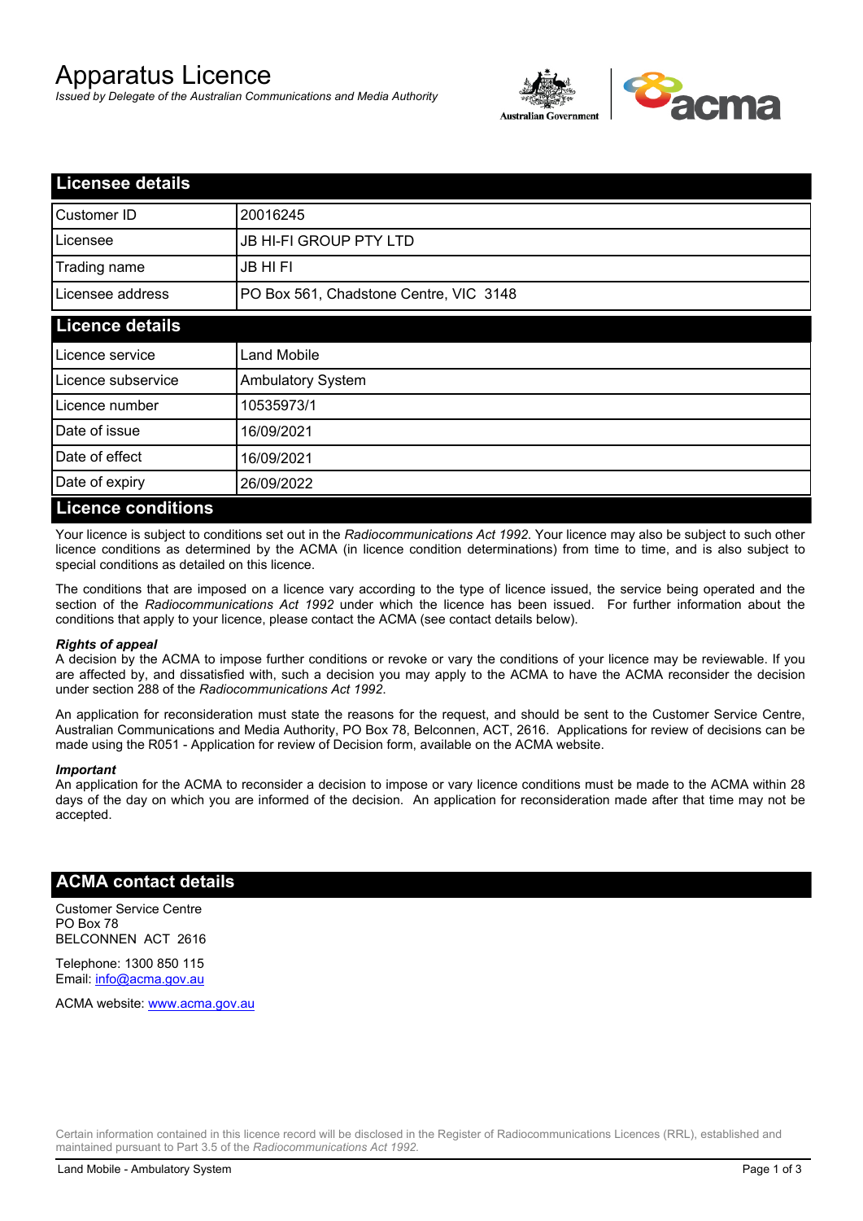# Apparatus Licence

*Issued by Delegate of the Australian Communications and Media Authority*

## Licensee details

| Customer ID | 20016245 |
| --- | --- |
| Licensee | JB HI-FI GROUP PTY LTD |
| Trading name | JB HI FI |
| Licensee address | PO Box 561, Chadstone Centre, VIC 3148 |

## Licence details

| Licence service | Land Mobile |
| --- | --- |
| Licence subservice | Ambulatory System |
| Licence number | 10535973/1 |
| Date of issue | 16/09/2021 |
| Date of effect | 16/09/2021 |
| Date of expiry | 26/09/2022 |

## Licence conditions

Your licence is subject to conditions set out in the *Radiocommunications Act 1992*. Your licence may also be subject to such other licence conditions as determined by the ACMA (in licence condition determinations) from time to time, and is also subject to special conditions as detailed on this licence.

The conditions that are imposed on a licence vary according to the type of licence issued, the service being operated and the section of the *Radiocommunications Act 1992* under which the licence has been issued. For further information about the conditions that apply to your licence, please contact the ACMA (see contact details below).

***Rights of appeal***

A decision by the ACMA to impose further conditions or revoke or vary the conditions of your licence may be reviewable. If you are affected by, and dissatisfied with, such a decision you may apply to the ACMA to have the ACMA reconsider the decision under section 288 of the *Radiocommunications Act 1992*.

An application for reconsideration must state the reasons for the request, and should be sent to the Customer Service Centre, Australian Communications and Media Authority, PO Box 78, Belconnen, ACT, 2616. Applications for review of decisions can be made using the R051 - Application for review of Decision form, available on the ACMA website.

***Important***

An application for the ACMA to reconsider a decision to impose or vary licence conditions must be made to the ACMA within 28 days of the day on which you are informed of the decision. An application for reconsideration made after that time may not be accepted.

## ACMA contact details

Customer Service Centre
PO Box 78
BELCONNEN ACT 2616

Telephone: 1300 850 115
Email: info@acma.gov.au

ACMA website: www.acma.gov.au

Certain information contained in this licence record will be disclosed in the Register of Radiocommunications Licences (RRL), established and maintained pursuant to Part 3.5 of the *Radiocommunications Act 1992.*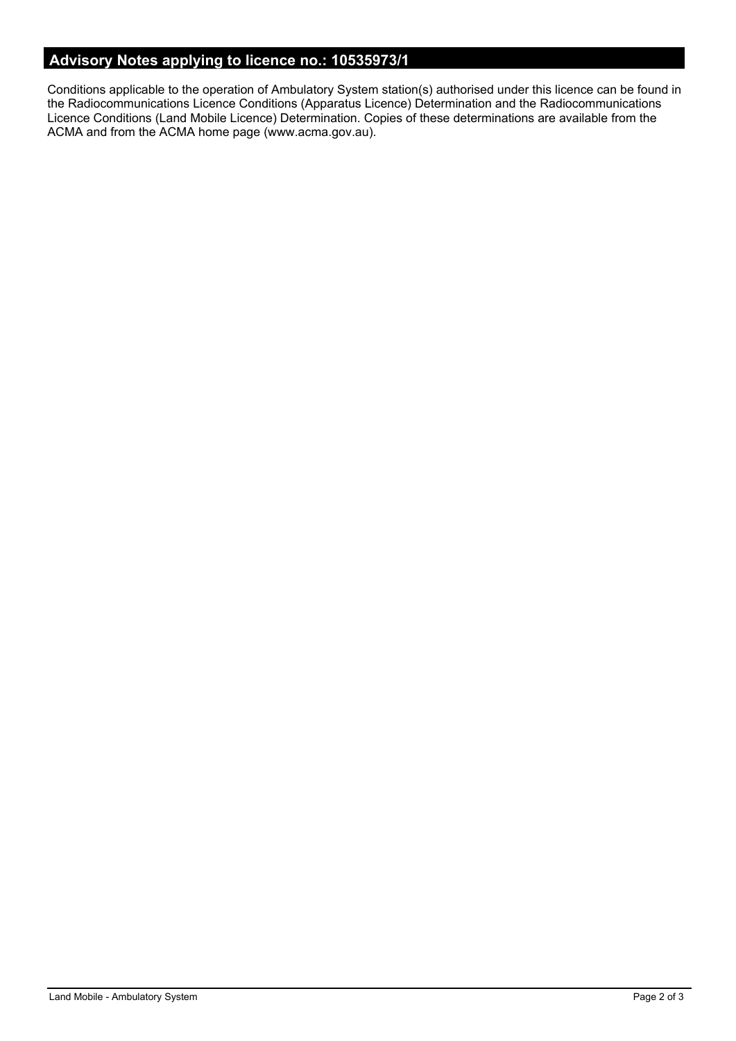## Advisory Notes applying to licence no.: 10535973/1

Conditions applicable to the operation of Ambulatory System station(s) authorised under this licence can be found in the Radiocommunications Licence Conditions (Apparatus Licence) Determination and the Radiocommunications Licence Conditions (Land Mobile Licence) Determination. Copies of these determinations are available from the ACMA and from the ACMA home page (www.acma.gov.au).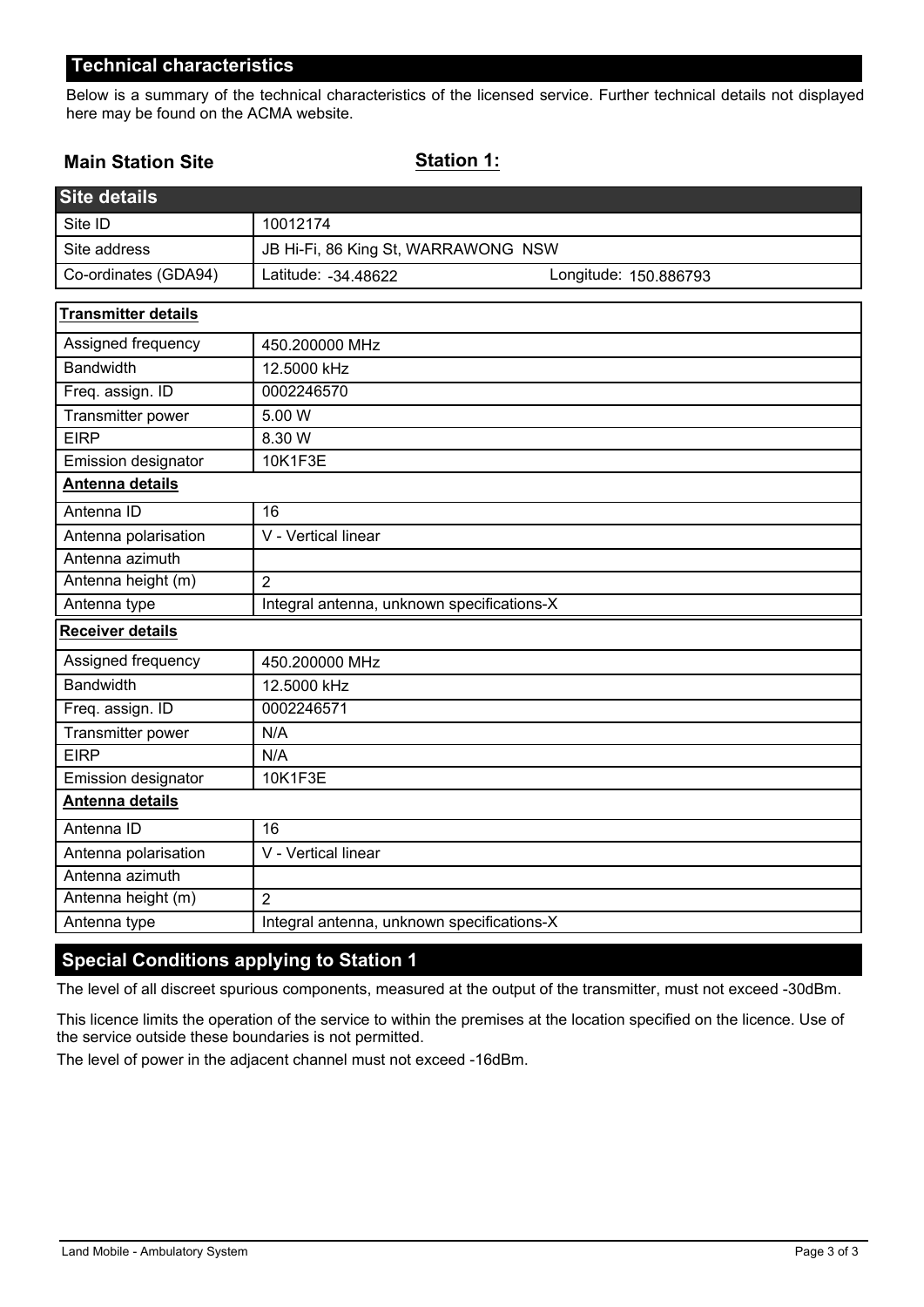## Technical characteristics

Below is a summary of the technical characteristics of the licensed service. Further technical details not displayed here may be found on the ACMA website.

**Main Station Site** **Station 1:**

| Site details | |
|---|---|
| Site ID | 10012174 |
| Site address | JB Hi-Fi, 86 King St, WARRAWONG NSW |
| Co-ordinates (GDA94) | Latitude: -34.48622 Longitude: 150.886793 |

| **Transmitter details** | |
|---|---|
| Assigned frequency | 450.200000 MHz |
| Bandwidth | 12.5000 kHz |
| Freq. assign. ID | 0002246570 |
| Transmitter power | 5.00 W |
| EIRP | 8.30 W |
| Emission designator | 10K1F3E |
| **Antenna details** | |
| Antenna ID | 16 |
| Antenna polarisation | V - Vertical linear |
| Antenna azimuth | |
| Antenna height (m) | 2 |
| Antenna type | Integral antenna, unknown specifications-X |
| **Receiver details** | |
| Assigned frequency | 450.200000 MHz |
| Bandwidth | 12.5000 kHz |
| Freq. assign. ID | 0002246571 |
| Transmitter power | N/A |
| EIRP | N/A |
| Emission designator | 10K1F3E |
| **Antenna details** | |
| Antenna ID | 16 |
| Antenna polarisation | V - Vertical linear |
| Antenna azimuth | |
| Antenna height (m) | 2 |
| Antenna type | Integral antenna, unknown specifications-X |

## Special Conditions applying to Station 1

The level of all discreet spurious components, measured at the output of the transmitter, must not exceed -30dBm.

This licence limits the operation of the service to within the premises at the location specified on the licence. Use of the service outside these boundaries is not permitted.

The level of power in the adjacent channel must not exceed -16dBm.